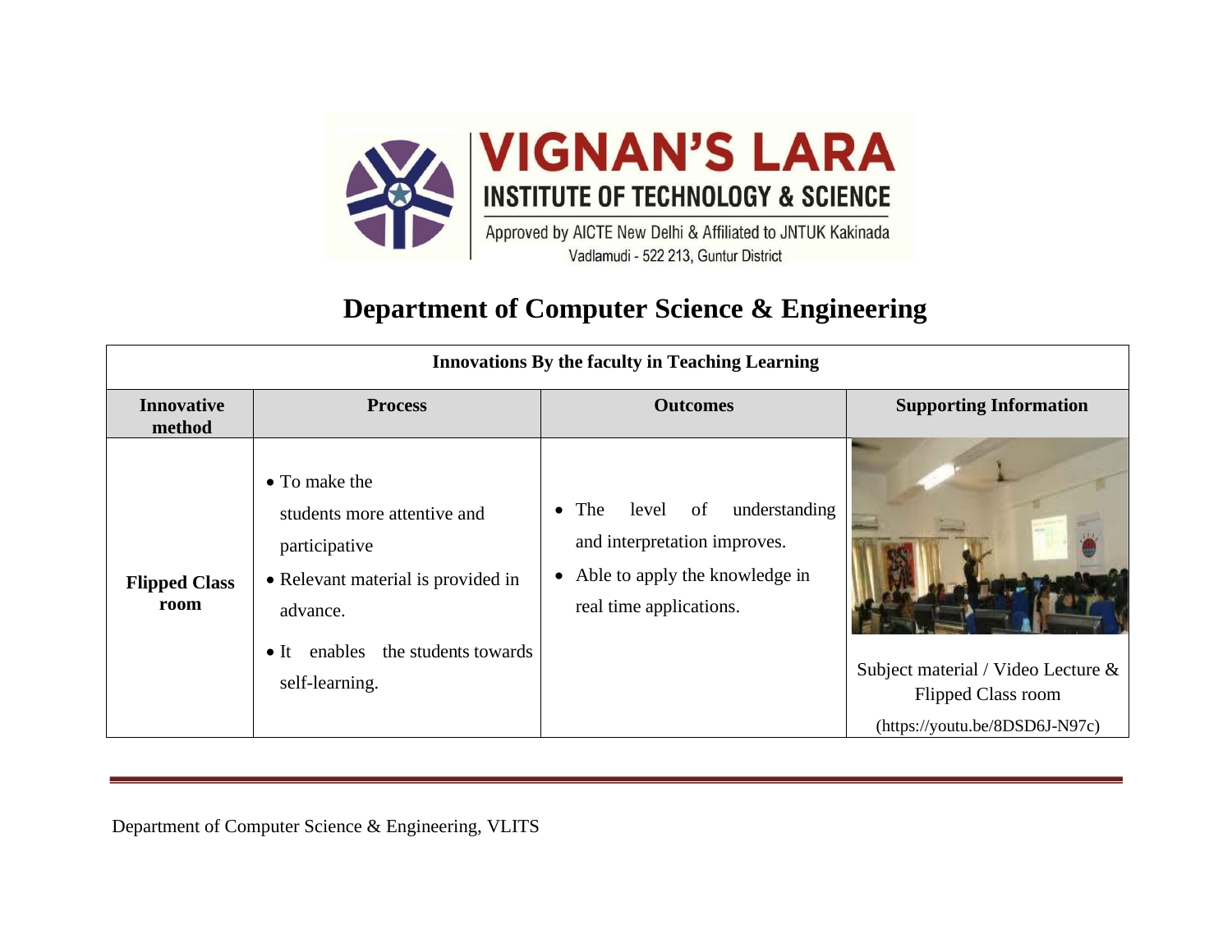**VIGNAN'S LARA**
**INSTITUTE OF TECHNOLOGY & SCIENCE**
Approved by AICTE New Delhi & Affiliated to JNTUK Kakinada
Vadlamudi - 522 213, Guntur District

# Department of Computer Science & Engineering

| **Innovations By the faculty in Teaching Learning** | | | |
|---|---|---|---|
| **Innovative method** | **Process** | **Outcomes** | **Supporting Information** |
| **Flipped Class room** | • To make the students more attentive and participative<br>• Relevant material is provided in advance.<br>• It enables the students towards self-learning. | • The level of understanding and interpretation improves.<br>• Able to apply the knowledge in real time applications. | Subject material / Video Lecture & Flipped Class room (https://youtu.be/8DSD6J-N97c) |

Department of Computer Science & Engineering, VLITS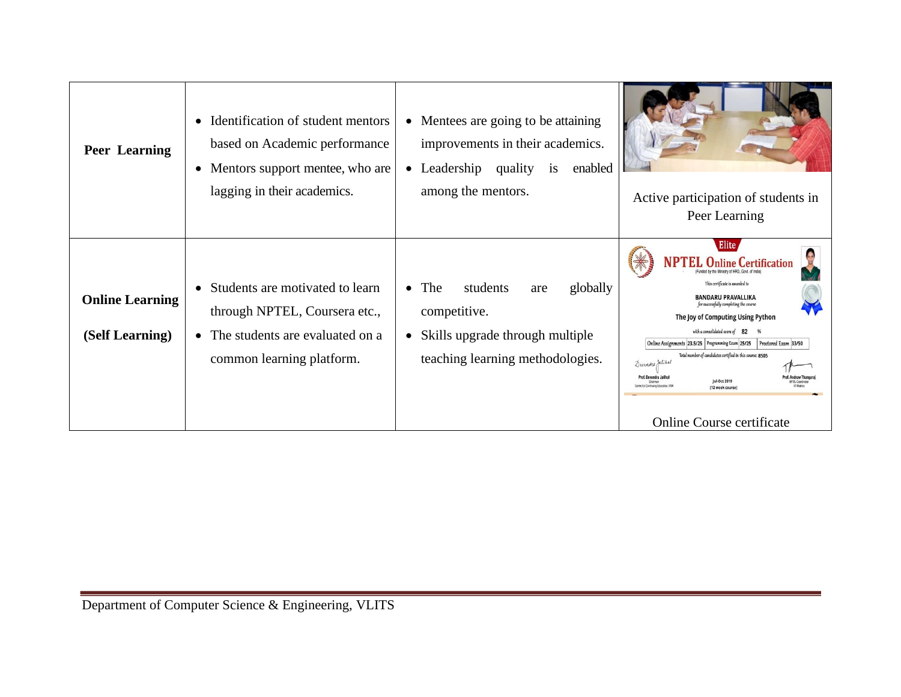| | | | |
|---|---|---|---|
| **Peer Learning** | • Identification of student mentors based on Academic performance<br>• Mentors support mentee, who are lagging in their academics. | • Mentees are going to be attaining improvements in their academics.<br>• Leadership quality is enabled among the mentors. | Active participation of students in Peer Learning |
| **Online Learning**<br><br>**(Self Learning)** | • Students are motivated to learn through NPTEL, Coursera etc.,<br>• The students are evaluated on a common learning platform. | • The students are globally competitive.<br>• Skills upgrade through multiple teaching learning methodologies. | Online Course certificate |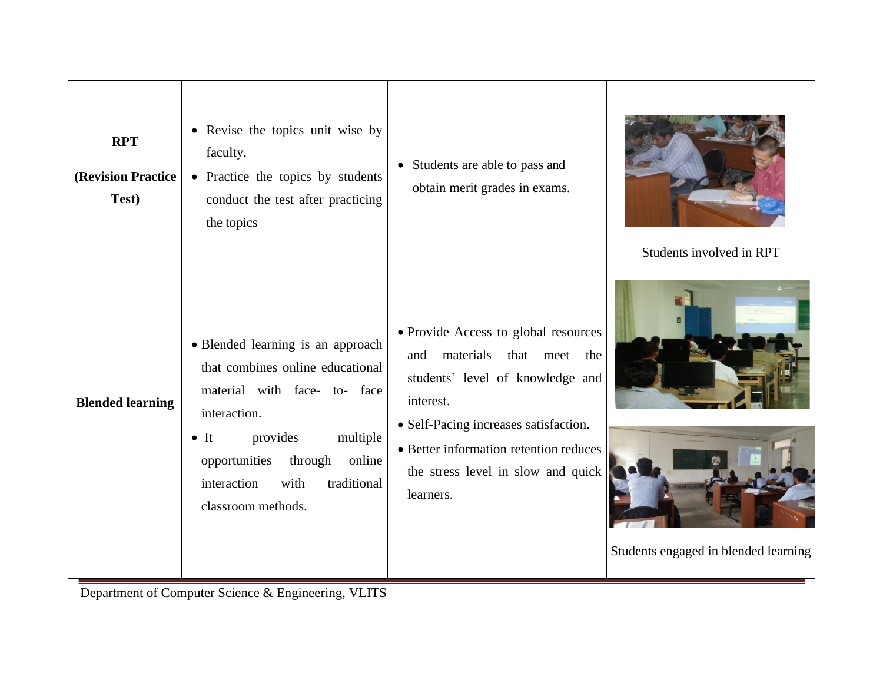| | | | |
|---|---|---|---|
| **RPT (Revision Practice Test)** | • Revise the topics unit wise by faculty. • Practice the topics by students conduct the test after practicing the topics | • Students are able to pass and obtain merit grades in exams. | Students involved in RPT |
| **Blended learning** | • Blended learning is an approach that combines online educational material with face- to- face interaction. • It provides multiple opportunities through online interaction with traditional classroom methods. | • Provide Access to global resources and materials that meet the students' level of knowledge and interest. • Self-Pacing increases satisfaction. • Better information retention reduces the stress level in slow and quick learners. | Students engaged in blended learning |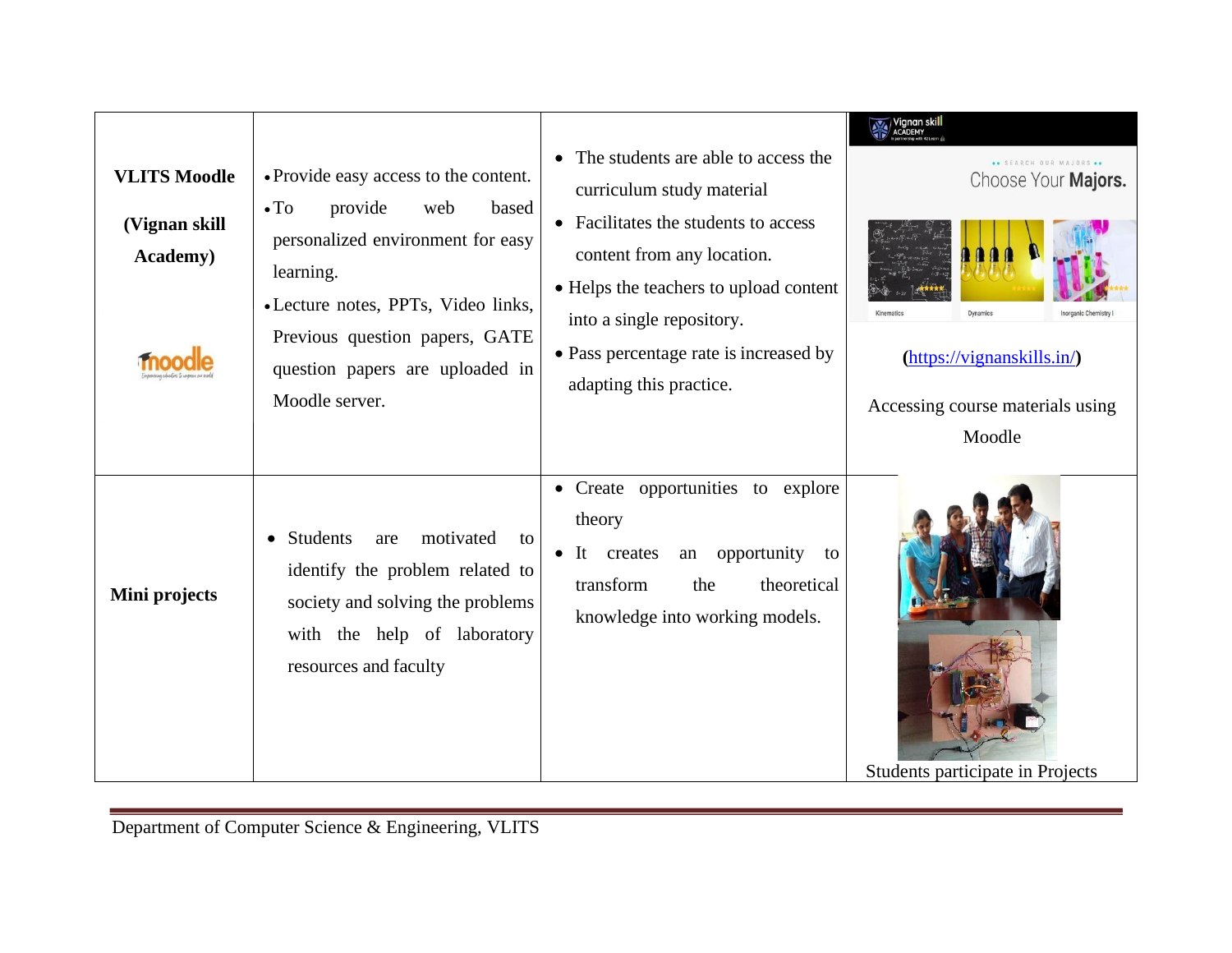| | | | |
|---|---|---|---|
| **VLITS Moodle (Vignan skill Academy)** | • Provide easy access to the content.<br>• To provide web based personalized environment for easy learning.<br>• Lecture notes, PPTs, Video links, Previous question papers, GATE question papers are uploaded in Moodle server. | • The students are able to access the curriculum study material<br>• Facilitates the students to access content from any location.<br>• Helps the teachers to upload content into a single repository.<br>• Pass percentage rate is increased by adapting this practice. | **(**https://vignanskills.in/**)**<br>Accessing course materials using Moodle |
| **Mini projects** | • Students are motivated to identify the problem related to society and solving the problems with the help of laboratory resources and faculty | • Create opportunities to explore theory<br>• It creates an opportunity to transform the theoretical knowledge into working models. | Students participate in Projects |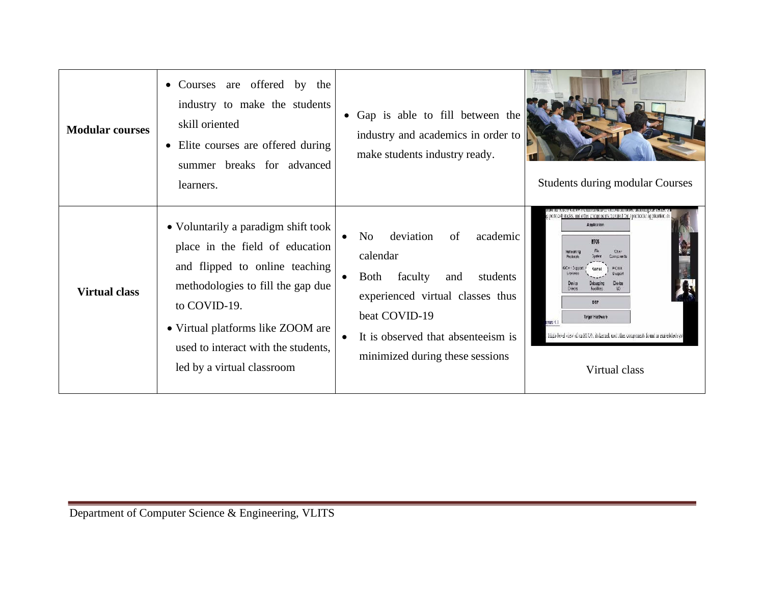| Modular courses | • Courses are offered by the industry to make the students skill oriented<br>• Elite courses are offered during summer breaks for advanced learners. | • Gap is able to fill between the industry and academics in order to make students industry ready. | Students during modular Courses |
|---|---|---|---|
| **Virtual class** | • Voluntarily a paradigm shift took place in the field of education and flipped to online teaching methodologies to fill the gap due to COVID-19.<br>• Virtual platforms like ZOOM are used to interact with the students, led by a virtual classroom | • No deviation of academic calendar<br>• Both faculty and students experienced virtual classes thus beat COVID-19<br>• It is observed that absenteeism is minimized during these sessions | Virtual class |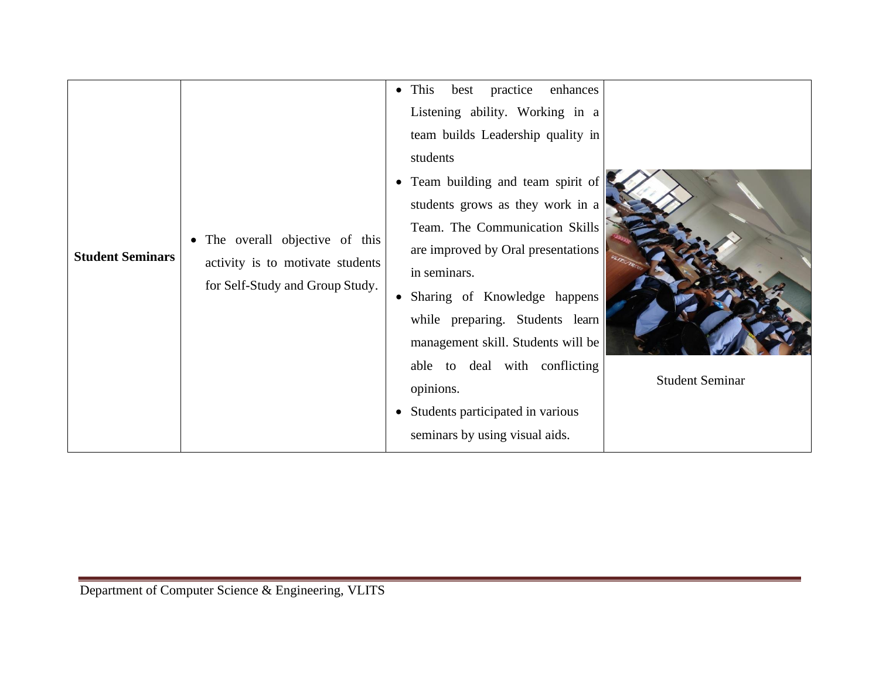| Student Seminars | • The overall objective of this activity is to motivate students for Self-Study and Group Study. | • This best practice enhances Listening ability. Working in a team builds Leadership quality in students<br>• Team building and team spirit of students grows as they work in a Team. The Communication Skills are improved by Oral presentations in seminars.<br>• Sharing of Knowledge happens while preparing. Students learn management skill. Students will be able to deal with conflicting opinions.<br>• Students participated in various seminars by using visual aids. | Student Seminar |
|---|---|---|---|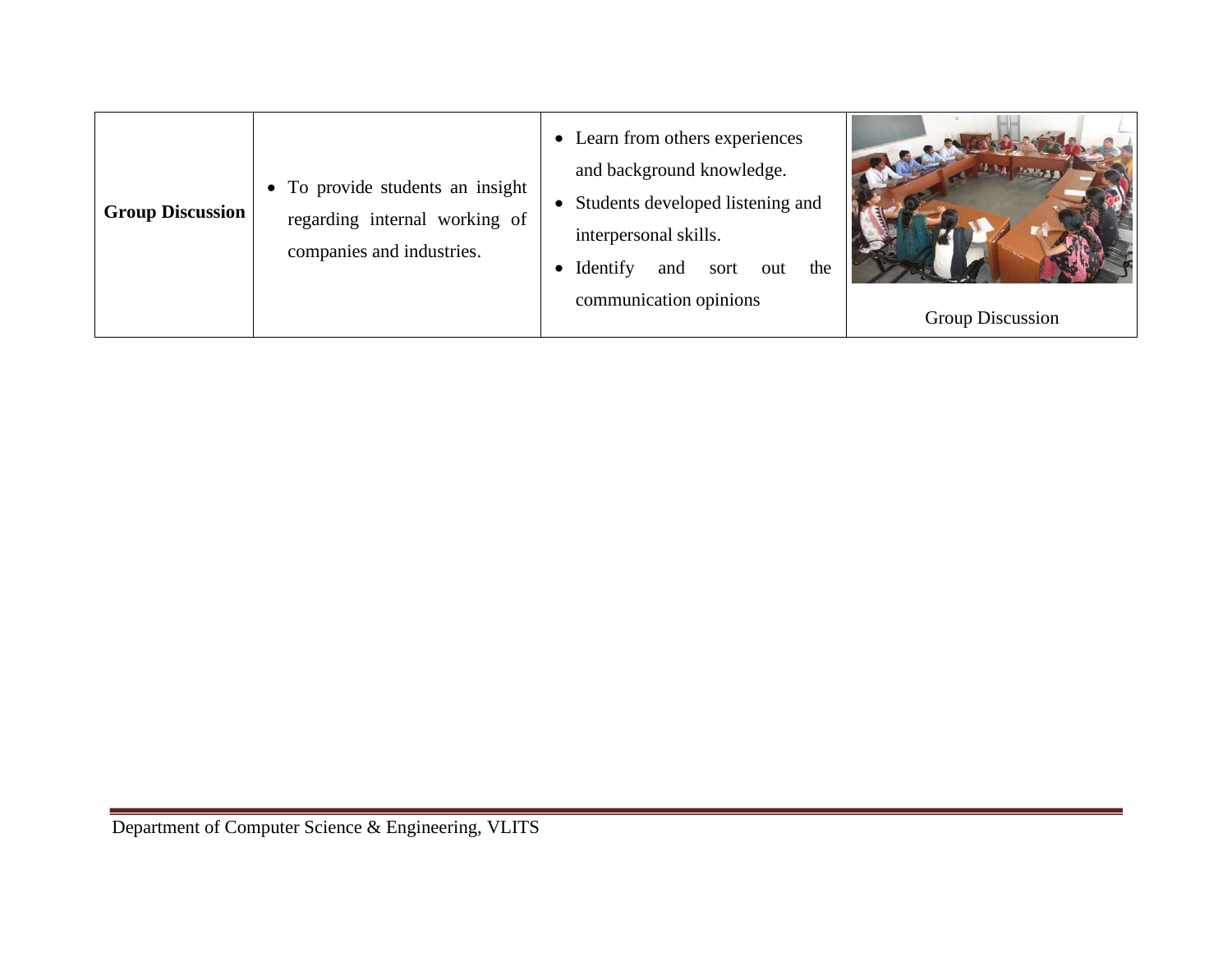| | | | |
|---|---|---|---|
| **Group Discussion** | • To provide students an insight regarding internal working of companies and industries. | • Learn from others experiences and background knowledge.<br>• Students developed listening and interpersonal skills.<br>• Identify and sort out the communication opinions | Group Discussion |